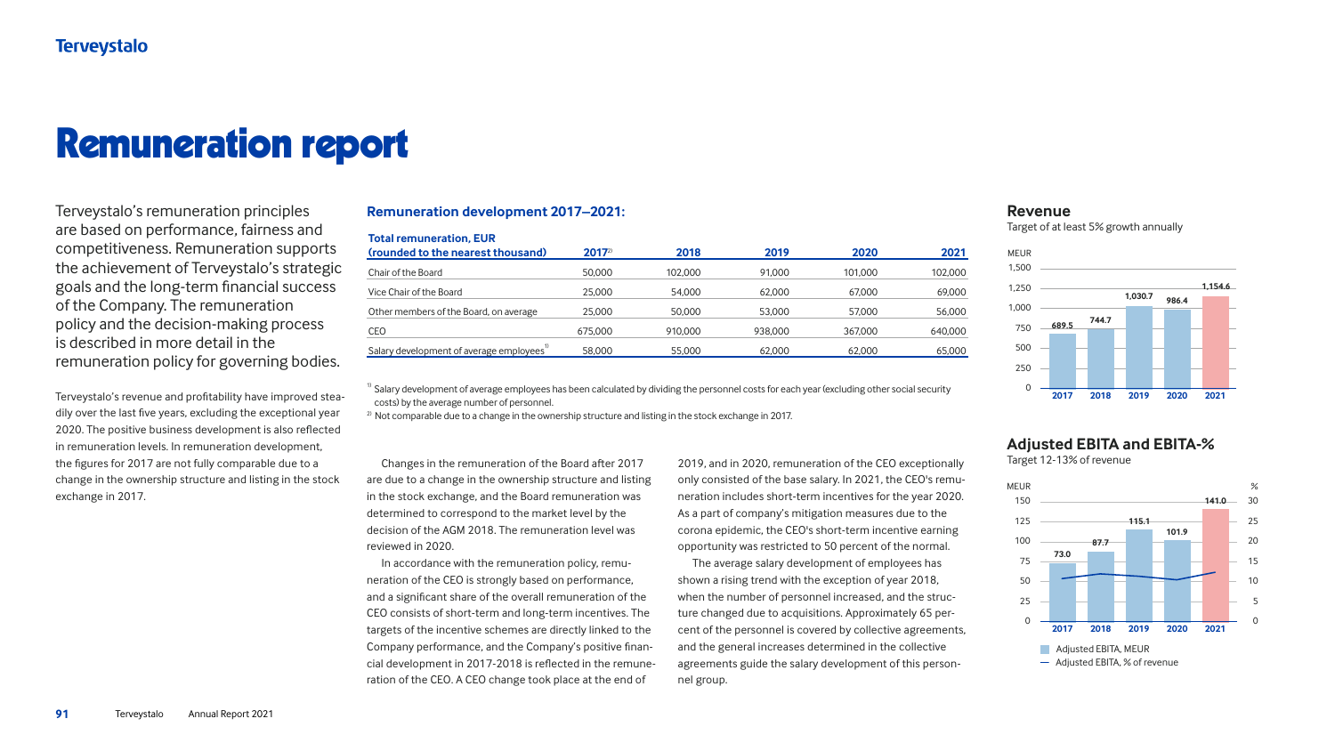# Remuneration report

Terveystalo's remuneration principles are based on performance, fairness and competitiveness. Remuneration supports the achievement of Terveystalo's strategic goals and the long-term financial success of the Company. The remuneration policy and the decision-making process is described in more detail in the remuneration policy for governing bodies.

Terveystalo's revenue and profitability have improved steadily over the last five years, excluding the exceptional year 2020. The positive business development is also reflected in remuneration levels. In remuneration development, the figures for 2017 are not fully comparable due to a change in the ownership structure and listing in the stock exchange in 2017.

### Remuneration development 2017–2021:

| Total remuneration, EUR (rounded to the nearest thousand) | 2017[2] | 2018 | 2019 | 2020 | 2021 |
|---|---|---|---|---|---|
| Chair of the Board | 50,000 | 102,000 | 91,000 | 101,000 | 102,000 |
| Vice Chair of the Board | 25,000 | 54,000 | 62,000 | 67,000 | 69,000 |
| Other members of the Board, on average | 25,000 | 50,000 | 53,000 | 57,000 | 56,000 |
| CEO | 675,000 | 910,000 | 938,000 | 367,000 | 640,000 |
| Salary development of average employees[1] | 58,000 | 55,000 | 62,000 | 62,000 | 65,000 |

[1] Salary development of average employees has been calculated by dividing the personnel costs for each year (excluding other social security costs) by the average number of personnel.

[2] Not comparable due to a change in the ownership structure and listing in the stock exchange in 2017.

Changes in the remuneration of the Board after 2017 are due to a change in the ownership structure and listing in the stock exchange, and the Board remuneration was determined to correspond to the market level by the decision of the AGM 2018. The remuneration level was reviewed in 2020.

In accordance with the remuneration policy, remuneration of the CEO is strongly based on performance, and a significant share of the overall remuneration of the CEO consists of short-term and long-term incentives. The targets of the incentive schemes are directly linked to the Company performance, and the Company's positive financial development in 2017-2018 is reflected in the remuneration of the CEO. A CEO change took place at the end of 2019, and in 2020, remuneration of the CEO exceptionally only consisted of the base salary. In 2021, the CEO's remuneration includes short-term incentives for the year 2020. As a part of company's mitigation measures due to the corona epidemic, the CEO's short-term incentive earning opportunity was restricted to 50 percent of the normal.

The average salary development of employees has shown a rising trend with the exception of year 2018, when the number of personnel increased, and the structure changed due to acquisitions. Approximately 65 percent of the personnel is covered by collective agreements, and the general increases determined in the collective agreements guide the salary development of this personnel group.

### Revenue

Target of at least 5% growth annually

MEUR

| | 2017 | 2018 | 2019 | 2020 | 2021 |
|---|---|---|---|---|---|
| Revenue, MEUR | 689.5 | 744.7 | 1,030.7 | 986.4 | 1,154.6 |

### Adjusted EBITA and EBITA-%

Target 12-13% of revenue

| | 2017 | 2018 | 2019 | 2020 | 2021 |
|---|---|---|---|---|---|
| Adjusted EBITA, MEUR | 73.0 | 87.7 | 115.1 | 101.9 | 141.0 |

Adjusted EBITA, MEUR

Adjusted EBITA, % of revenue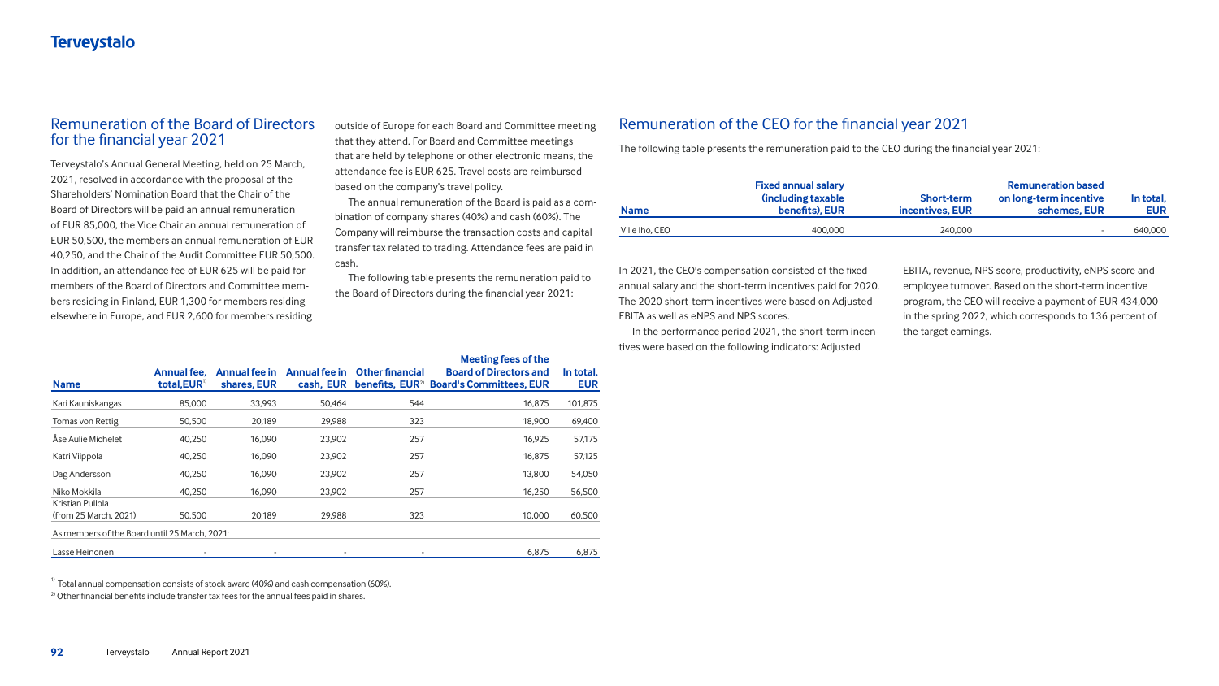## Remuneration of the Board of Directors for the financial year 2021

Terveystalo's Annual General Meeting, held on 25 March, 2021, resolved in accordance with the proposal of the Shareholders' Nomination Board that the Chair of the Board of Directors will be paid an annual remuneration of EUR 85,000, the Vice Chair an annual remuneration of EUR 50,500, the members an annual remuneration of EUR 40,250, and the Chair of the Audit Committee EUR 50,500. In addition, an attendance fee of EUR 625 will be paid for members of the Board of Directors and Committee members residing in Finland, EUR 1,300 for members residing elsewhere in Europe, and EUR 2,600 for members residing outside of Europe for each Board and Committee meeting that they attend. For Board and Committee meetings that are held by telephone or other electronic means, the attendance fee is EUR 625. Travel costs are reimbursed based on the company's travel policy.

The annual remuneration of the Board is paid as a combination of company shares (40%) and cash (60%). The Company will reimburse the transaction costs and capital transfer tax related to trading. Attendance fees are paid in cash.

The following table presents the remuneration paid to the Board of Directors during the financial year 2021:

| Name | Annual fee, total,EUR[1] | Annual fee in shares, EUR | Annual fee in cash, EUR | Other financial benefits, EUR[2] | Meeting fees of the Board of Directors and Board's Committees, EUR | In total, EUR |
|---|---|---|---|---|---|---|
| Kari Kauniskangas | 85,000 | 33,993 | 50,464 | 544 | 16,875 | 101,875 |
| Tomas von Rettig | 50,500 | 20,189 | 29,988 | 323 | 18,900 | 69,400 |
| Åse Aulie Michelet | 40,250 | 16,090 | 23,902 | 257 | 16,925 | 57,175 |
| Katri Viippola | 40,250 | 16,090 | 23,902 | 257 | 16,875 | 57,125 |
| Dag Andersson | 40,250 | 16,090 | 23,902 | 257 | 13,800 | 54,050 |
| Niko Mokkila | 40,250 | 16,090 | 23,902 | 257 | 16,250 | 56,500 |
| Kristian Pullola (from 25 March, 2021) | 50,500 | 20,189 | 29,988 | 323 | 10,000 | 60,500 |
| As members of the Board until 25 March, 2021: | | | | | | |
| Lasse Heinonen | - | - | - | - | 6,875 | 6,875 |

[1] Total annual compensation consists of stock award (40%) and cash compensation (60%).

[2] Other financial benefits include transfer tax fees for the annual fees paid in shares.

## Remuneration of the CEO for the financial year 2021

The following table presents the remuneration paid to the CEO during the financial year 2021:

| Name | Fixed annual salary (including taxable benefits), EUR | Short-term incentives, EUR | Remuneration based on long-term incentive schemes, EUR | In total, EUR |
|---|---|---|---|---|
| Ville Iho, CEO | 400,000 | 240,000 | - | 640,000 |

In 2021, the CEO's compensation consisted of the fixed annual salary and the short-term incentives paid for 2020. The 2020 short-term incentives were based on Adjusted EBITA as well as eNPS and NPS scores.

In the performance period 2021, the short-term incentives were based on the following indicators: Adjusted EBITA, revenue, NPS score, productivity, eNPS score and employee turnover. Based on the short-term incentive program, the CEO will receive a payment of EUR 434,000 in the spring 2022, which corresponds to 136 percent of the target earnings.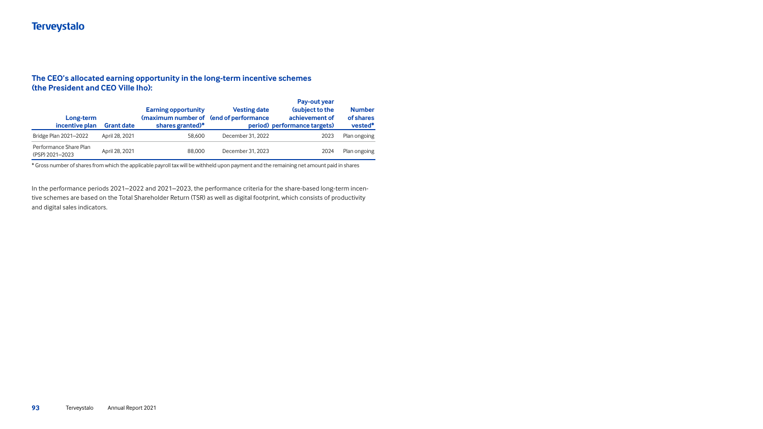### The CEO's allocated earning opportunity in the long-term incentive schemes (the President and CEO Ville Iho):

| Long-term incentive plan | Grant date | Earning opportunity (maximum number of shares granted)* | Vesting date (end of performance period) | Pay-out year (subject to the achievement of performance targets) | Number of shares vested* |
|---|---|---|---|---|---|
| Bridge Plan 2021–2022 | April 28, 2021 | 58,600 | December 31, 2022 | 2023 | Plan ongoing |
| Performance Share Plan (PSP) 2021–2023 | April 28, 2021 | 88,000 | December 31, 2023 | 2024 | Plan ongoing |

* Gross number of shares from which the applicable payroll tax will be withheld upon payment and the remaining net amount paid in shares

In the performance periods 2021–2022 and 2021–2023, the performance criteria for the share-based long-term incentive schemes are based on the Total Shareholder Return (TSR) as well as digital footprint, which consists of productivity and digital sales indicators.